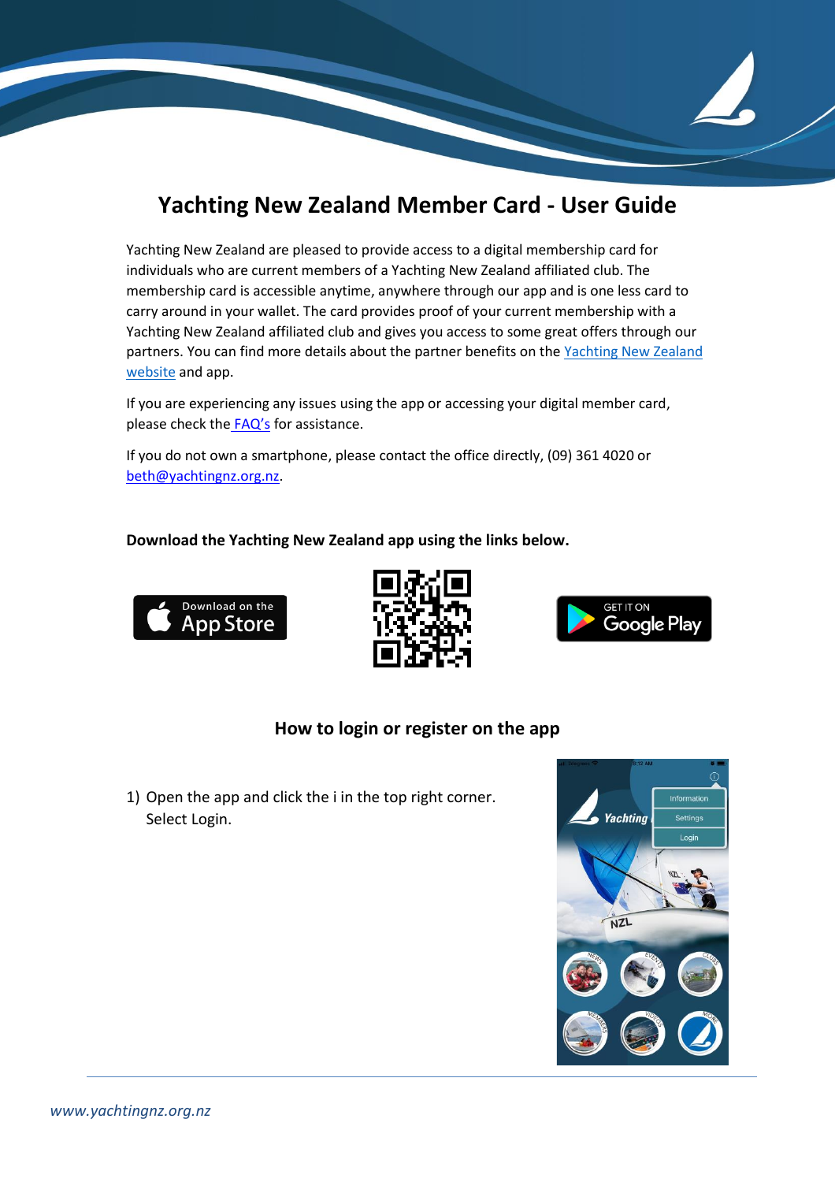# Yachting New Zealand Member Card - User Guide

Yachting New Zealand are pleased to provide access to a digital membership card for individuals who are current members of a Yachting New Zealand affiliated club. The membership card is accessible anytime, anywhere through our app and is one less card to carry around in your wallet. The card provides proof of your current membership with a Yachting New Zealand affiliated club and gives you access to some great offers through our partners. You can find more details about the partner benefits on the Yachting New Zealand website and app.

If you are experiencing any issues using the app or accessing your digital member card, please check the FAQ's for assistance.

If you do not own a smartphone, please contact the office directly, (09) 361 4020 or beth@yachtingnz.org.nz.

**Download the Yachting New Zealand app using the links below.**

## How to login or register on the app

1) Open the app and click the i in the top right corner. Select Login.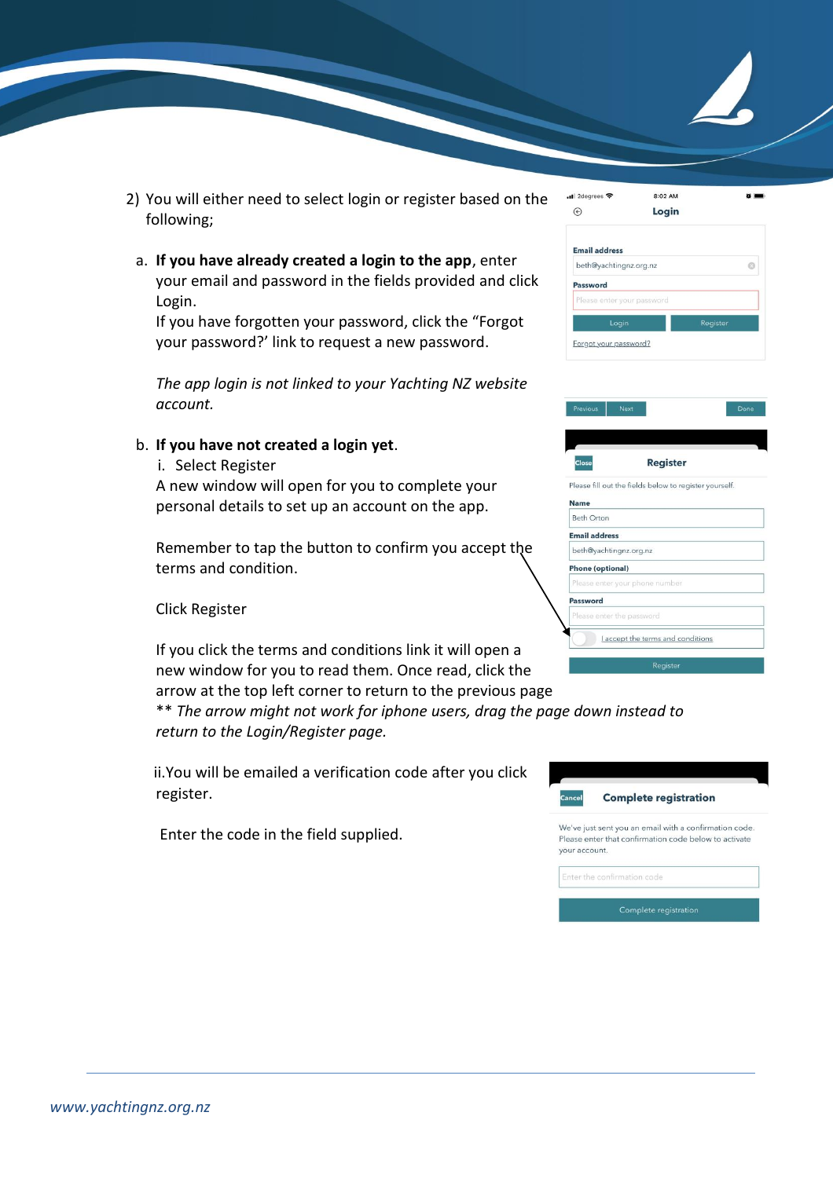2) You will either need to select login or register based on the following;

   a. **If you have already created a login to the app**, enter your email and password in the fields provided and click Login.
   If you have forgotten your password, click the "Forgot your password?' link to request a new password.

   *The app login is not linked to your Yachting NZ website account.*

   b. **If you have not created a login yet**.
      i. Select Register
      A new window will open for you to complete your personal details to set up an account on the app.

      Remember to tap the button to confirm you accept the terms and condition.

      Click Register

      If you click the terms and conditions link it will open a new window for you to read them. Once read, click the arrow at the top left corner to return to the previous page
      ** *The arrow might not work for iphone users, drag the page down instead to return to the Login/Register page.*

      ii. You will be emailed a verification code after you click register.

      Enter the code in the field supplied.

www.yachtingnz.org.nz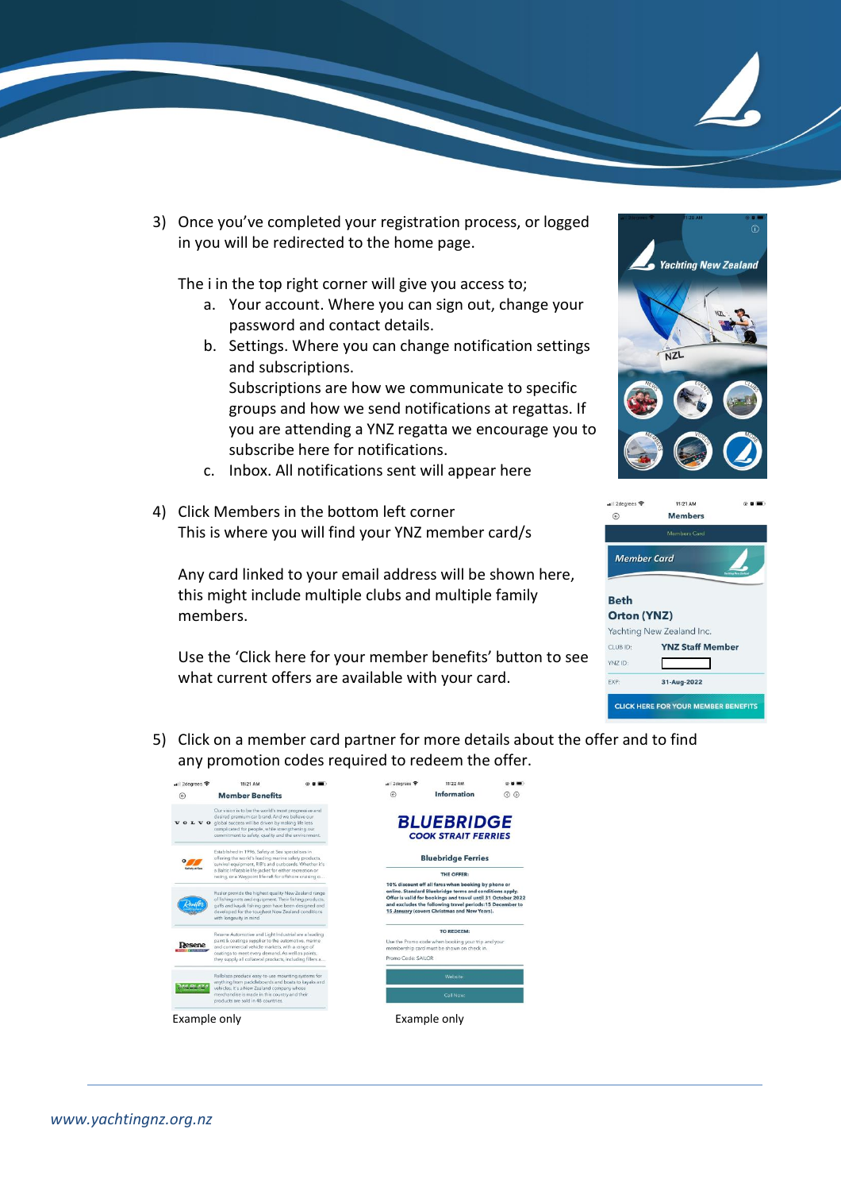3) Once you've completed your registration process, or logged in you will be redirected to the home page.

   The i in the top right corner will give you access to;

   a. Your account. Where you can sign out, change your password and contact details.
   b. Settings. Where you can change notification settings and subscriptions.
      Subscriptions are how we communicate to specific groups and how we send notifications at regattas. If you are attending a YNZ regatta we encourage you to subscribe here for notifications.
   c. Inbox. All notifications sent will appear here

4) Click Members in the bottom left corner
   This is where you will find your YNZ member card/s

   Any card linked to your email address will be shown here, this might include multiple clubs and multiple family members.

   Use the 'Click here for your member benefits' button to see what current offers are available with your card.

5) Click on a member card partner for more details about the offer and to find any promotion codes required to redeem the offer.

Example only

Example only